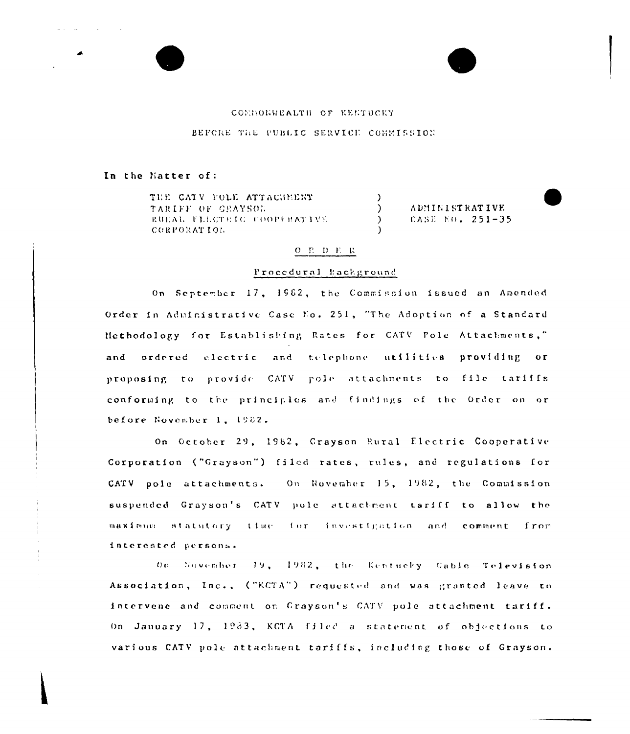COMMONWEALTH OF KENTUCKY

BEFORE THE PUBLIC SERVICE COMMISSION

In the Matter of:

| | | |
|---|---|---|
| THE CATV POLE ATTACHMENT TARIFF OF GRAYSON RURAL ELECTRIC COOPERATIVE CORPORATION | ) ) ) ) | ADMINISTRATIVE CASE NO. 251-35 |

ORDER

Procedural Background

On September 17, 1982, the Commission issued an Amended Order in Administrative Case No. 251, "The Adoption of a Standard Methodology for Establishing Rates for CATV Pole Attachments," and ordered electric and telephone utilities providing or proposing to provide CATV pole attachments to file tariffs conforming to the principles and findings of the Order on or before November 1, 1982.

On October 29, 1982, Grayson Rural Electric Cooperative Corporation ("Grayson") filed rates, rules, and regulations for CATV pole attachments. On November 15, 1982, the Commission suspended Grayson's CATV pole attachment tariff to allow the maximum statutory time for investigation and comment from interested persons.

On November 19, 1982, the Kentucky Cable Television Association, Inc., ("KCTA") requested and was granted leave to intervene and comment on Grayson's CATV pole attachment tariff. On January 17, 1983, KCTA filed a statement of objections to various CATV pole attachment tariffs, including those of Grayson.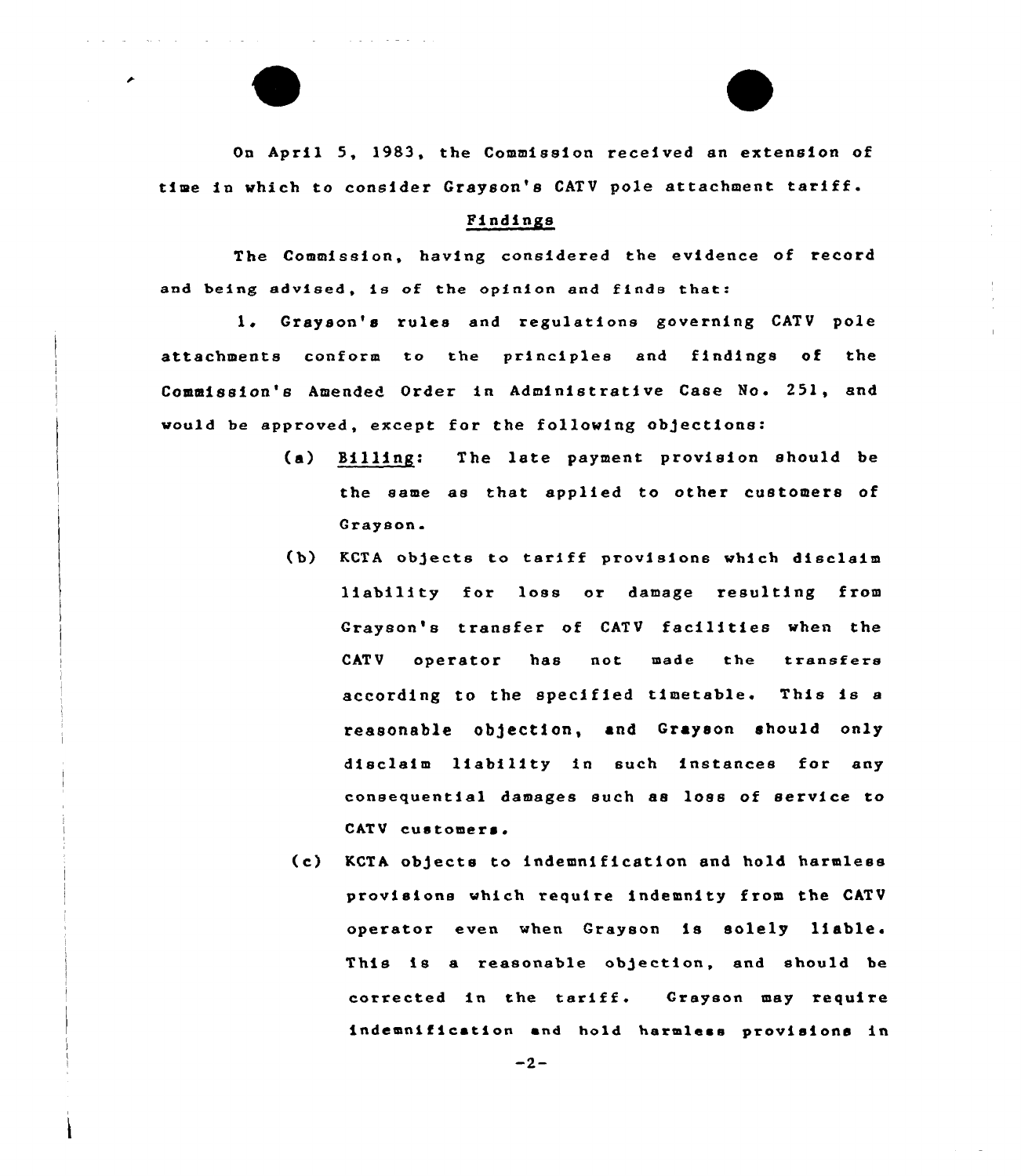On April 5, 1983, the Commission received an extension of time in which to consider Grayson's CATV pole attachment tariff.

## Findings

The Commission, having considered the evidence of record and being advised, is of the opinion and finds that:

1. Grayson's rules and regulations governing CATV pole attachments conform to the principles and findings of the Commission's Amended Order in Administrative Case No. 251, and would be approved, except for the following objections:

   (a) Billing: The late payment provision should be the same as that applied to other customers of Grayson.

   (b) KCTA objects to tariff provisions which disclaim liability for loss or damage resulting from Grayson's transfer of CATV facilities when the CATV operator has not made the transfers according to the specified timetable. This is a reasonable objection, and Grayson should only disclaim liability in such instances for any consequential damages such as loss of service to CATV customers.

   (c) KCTA objects to indemnification and hold harmless provisions which require indemnity from the CATV operator even when Grayson is solely liable. This is a reasonable objection, and should be corrected in the tariff. Grayson may require indemnification and hold harmless provisions in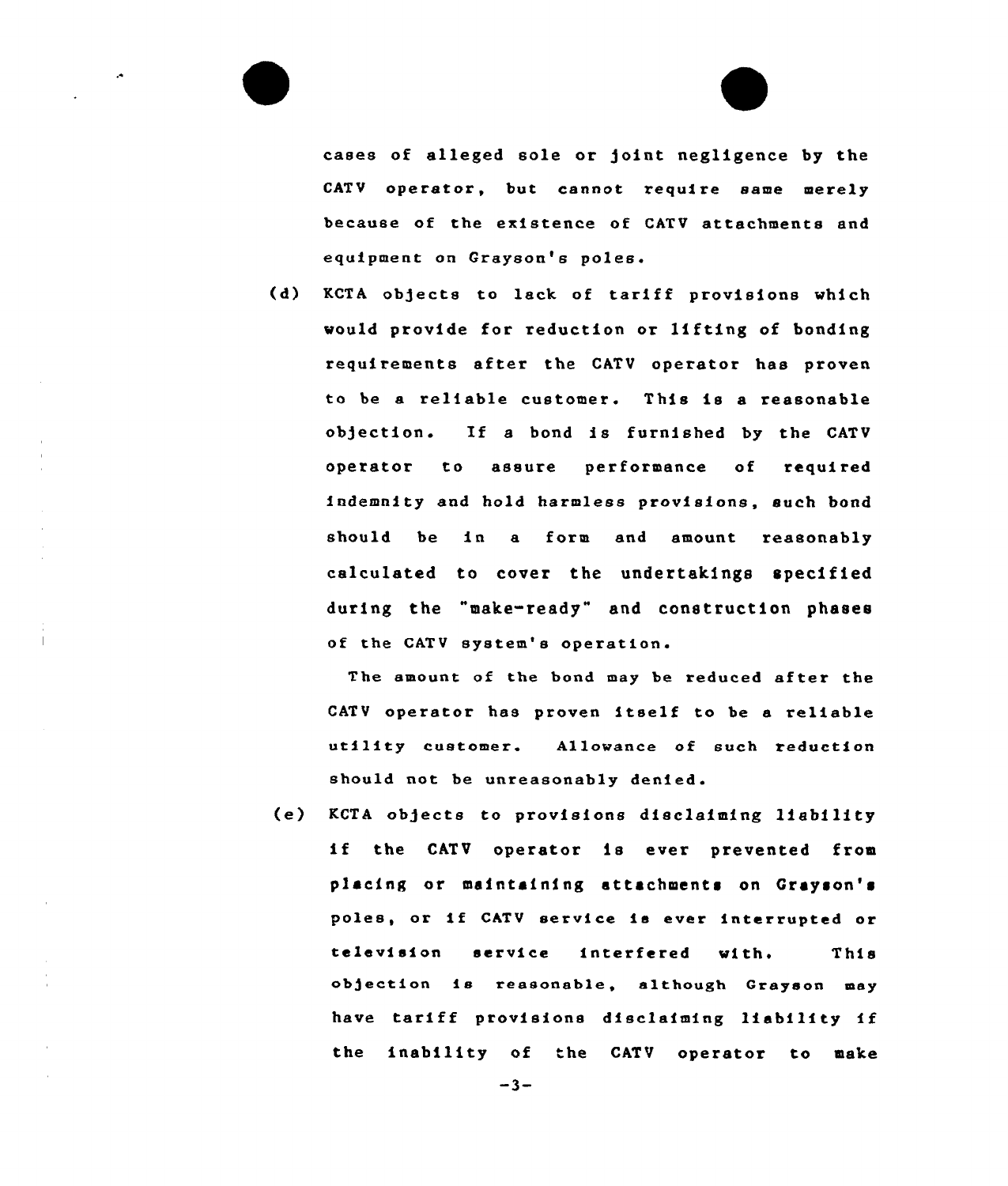cases of alleged sole or joint negligence by the CATV operator, but cannot require same merely because of the existence of CATV attachments and equipment on Grayson's poles.

(d) KCTA objects to lack of tariff provisions which would provide for reduction or lifting of bonding requirements after the CATV operator has proven to be a reliable customer. This is a reasonable objection. If a bond is furnished by the CATV operator to assure performance of required indemnity and hold harmless provisions, such bond should be in a form and amount reasonably calculated to cover the undertakings specified during the "make-ready" and construction phases of the CATV system's operation.

The amount of the bond may be reduced after the CATV operator has proven itself to be a reliable utility customer. Allowance of such reduction should not be unreasonably denied.

(e) KCTA objects to provisions disclaiming liability if the CATV operator is ever prevented from placing or maintaining attachments on Grayson's poles, or if CATV service is ever interrupted or television service interfered with. This objection is reasonable, although Grayson may have tariff provisions disclaiming liability if the inability of the CATV operator to make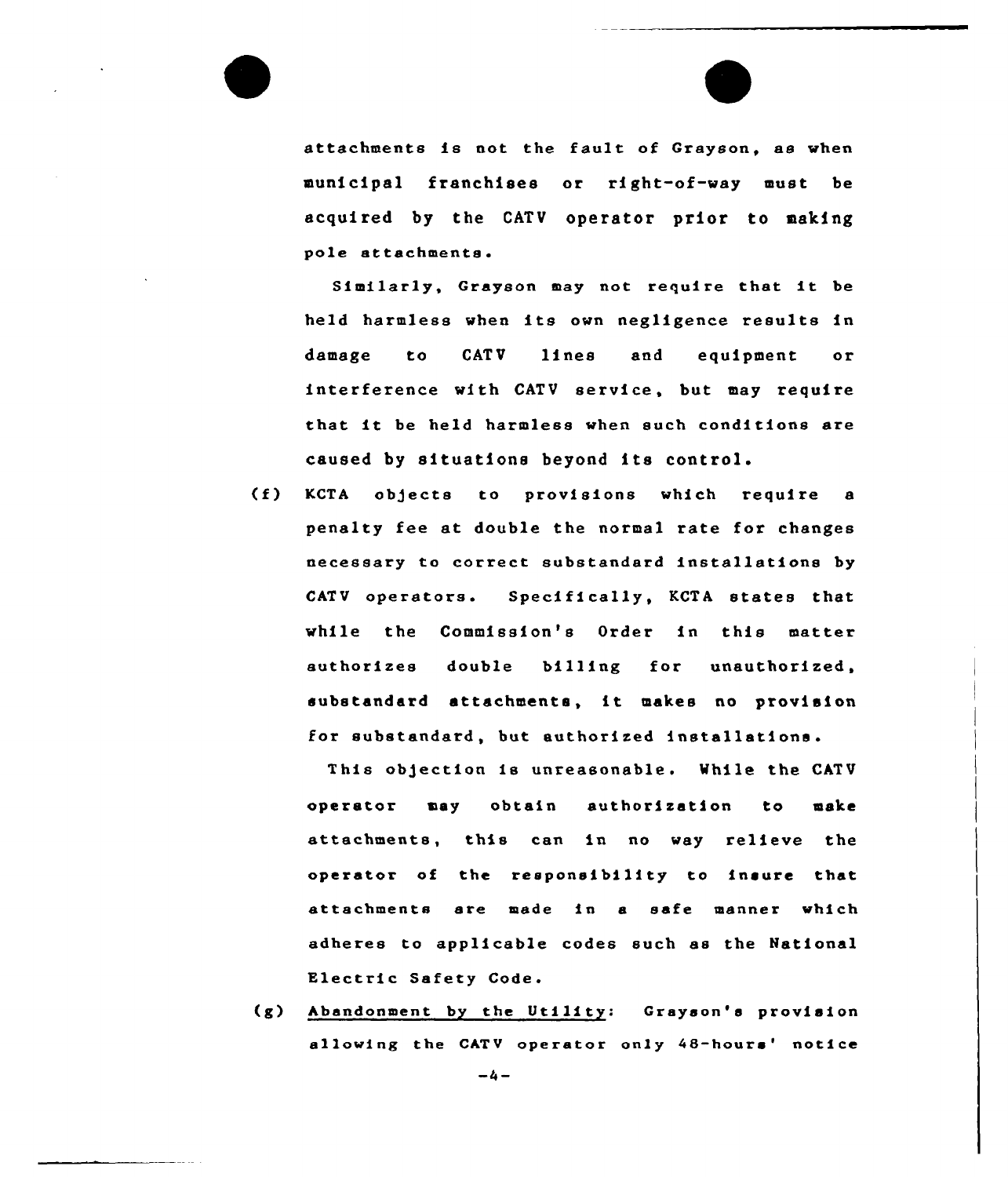attachments is not the fault of Grayson, as when municipal franchises or right-of-way must be acquired by the CATV operator prior to making pole attachments.

Similarly, Grayson may not require that it be held harmless when its own negligence results in damage to CATV lines and equipment or interference with CATV service, but may require that it be held harmless when such conditions are caused by situations beyond its control.

(f) KCTA objects to provisions which require a penalty fee at double the normal rate for changes necessary to correct substandard installations by CATV operators. Specifically, KCTA states that while the Commission's Order in this matter authorizes double billing for unauthorized, substandard attachments, it makes no provision for substandard, but authorized installations.

This objection is unreasonable. While the CATV operator may obtain authorization to make attachments, this can in no way relieve the operator of the responsibility to insure that attachments are made in a safe manner which adheres to applicable codes such as the National Electric Safety Code.

(g) Abandonment by the Utility: Grayson's provision allowing the CATV operator only 48-hours' notice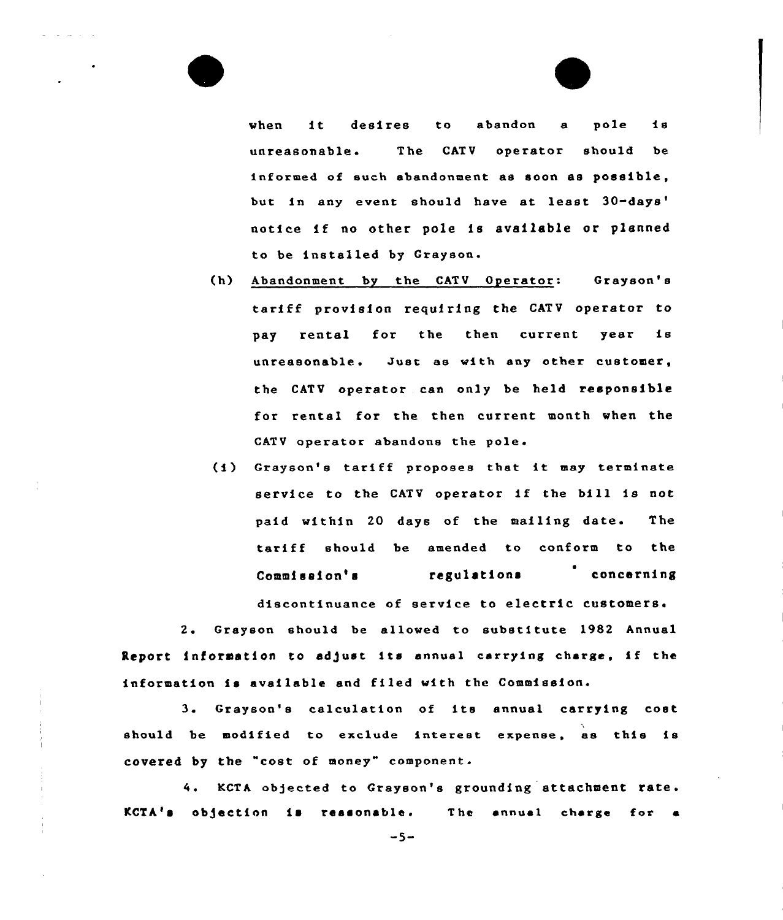when it desires to abandon a pole is unreasonable. The CATV operator should be informed of such abandonment as soon as possible, but in any event should have at least 30-days' notice if no other pole is available or planned to be installed by Grayson.

(h) Abandonment by the CATV Operator: Grayson's tariff provision requiring the CATV operator to pay rental for the then current year is unreasonable. Just as with any other customer, the CATV operator can only be held responsible for rental for the then current month when the CATV operator abandons the pole.

(i) Grayson's tariff proposes that it may terminate service to the CATV operator if the bill is not paid within 20 days of the mailing date. The tariff should be amended to conform to the Commission's regulations concerning discontinuance of service to electric customers.

2. Grayson should be allowed to substitute 1982 Annual Report information to adjust its annual carrying charge, if the information is available and filed with the Commission.

3. Grayson's calculation of its annual carrying cost should be modified to exclude interest expense, as this is covered by the "cost of money" component.

4. KCTA objected to Grayson's grounding attachment rate. KCTA's objection is reasonable. The annual charge for a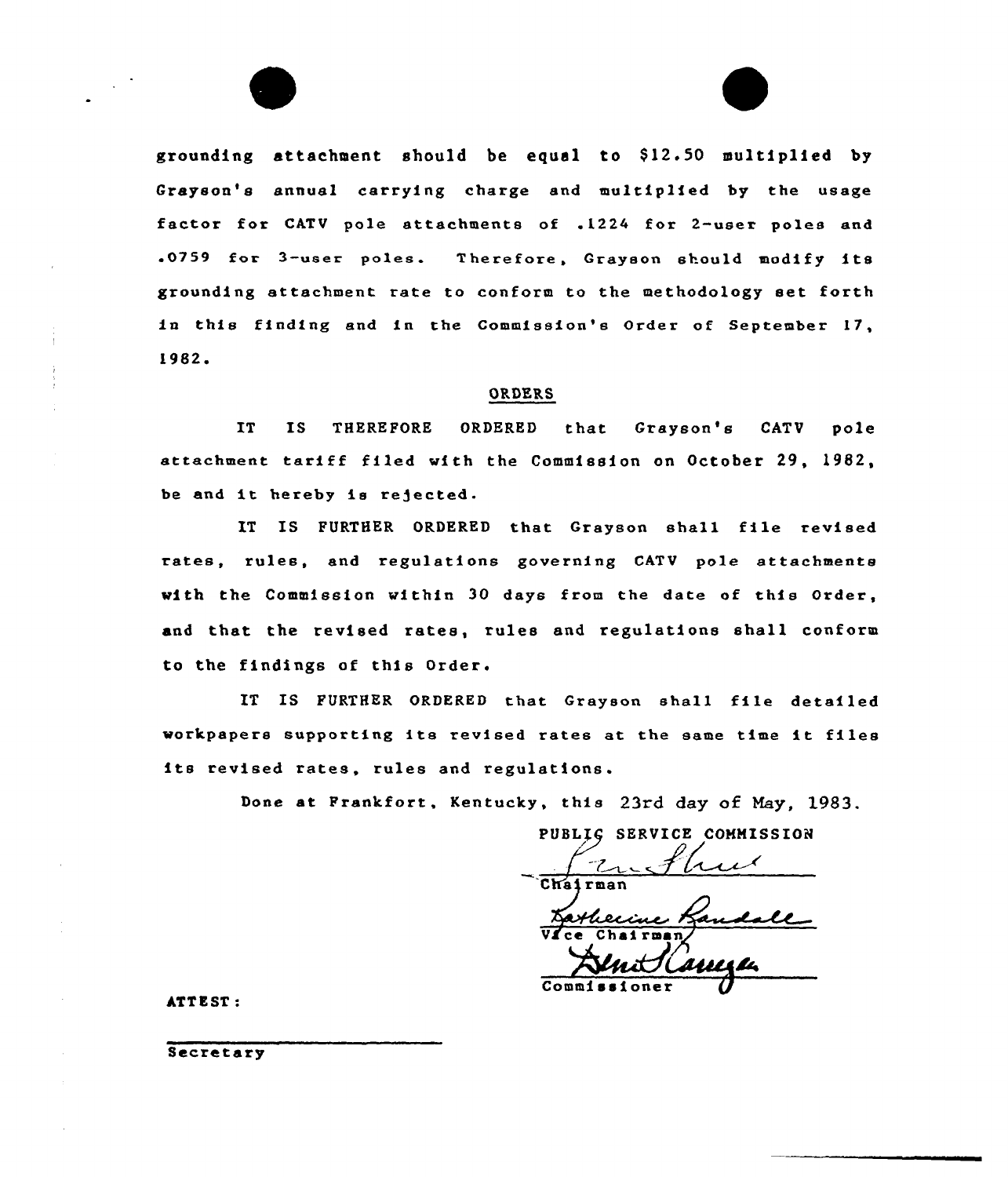grounding attachment should be equal to $12.50 multiplied by Grayson's annual carrying charge and multiplied by the usage factor for CATV pole attachments of .1224 for 2-user poles and .0759 for 3-user poles. Therefore, Grayson should modify its grounding attachment rate to conform to the methodology set forth in this finding and in the Commission's Order of September 17, 1982.

## ORDERS

IT IS THEREFORE ORDERED that Grayson's CATV pole attachment tariff filed with the Commission on October 29, 1982, be and it hereby is rejected.

IT IS FURTHER ORDERED that Grayson shall file revised rates, rules, and regulations governing CATV pole attachments with the Commission within 30 days from the date of this Order, and that the revised rates, rules and regulations shall conform to the findings of this Order.

IT IS FURTHER ORDERED that Grayson shall file detailed workpapers supporting its revised rates at the same time it files its revised rates, rules and regulations.

Done at Frankfort, Kentucky, this 23rd day of May, 1983.

PUBLIC SERVICE COMMISSION

Chairman

Vice Chairman

Commissioner

ATTEST:

Secretary